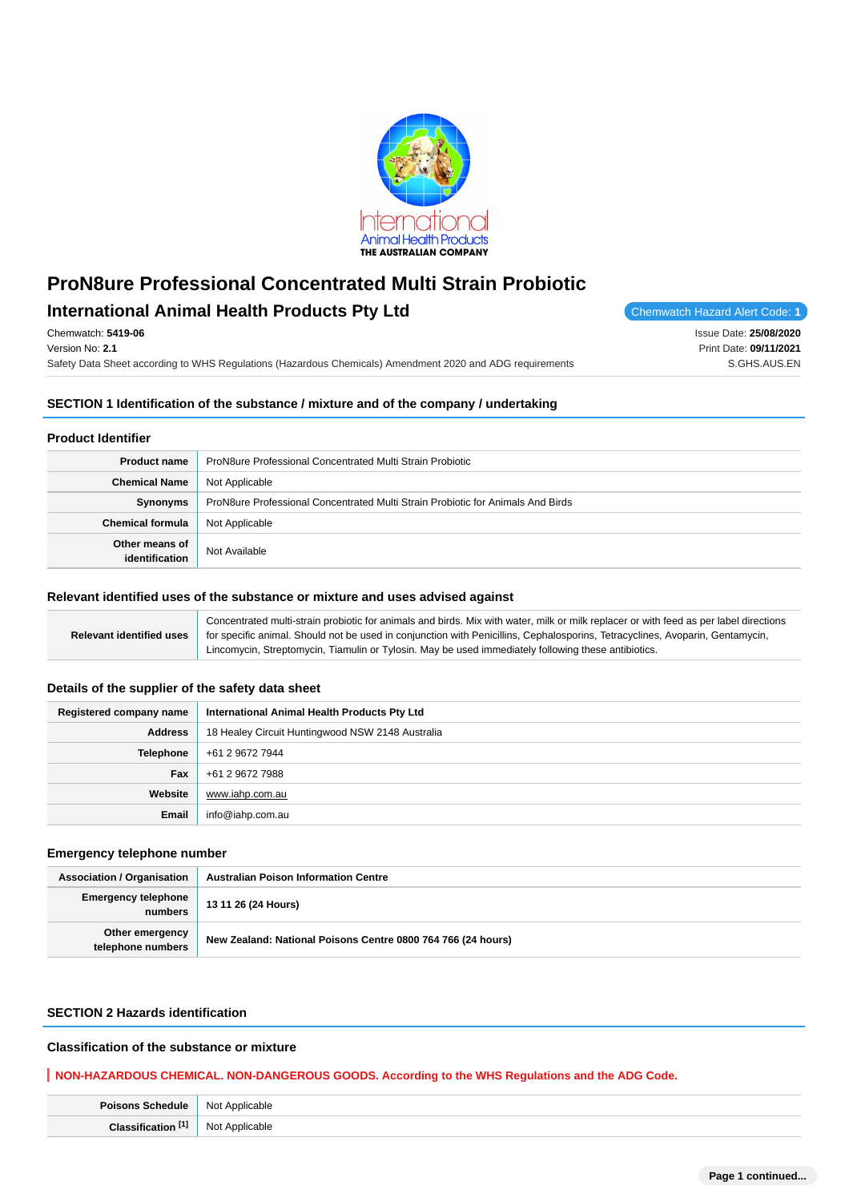# ProN8ure Professional Concentrated Multi Strain Probiotic

## International Animal Health Products Pty Ltd

Chemwatch Hazard Alert Code: 1

Chemwatch: **5419-06**
Version No: **2.1**
Safety Data Sheet according to WHS Regulations (Hazardous Chemicals) Amendment 2020 and ADG requirements

Issue Date: **25/08/2020**
Print Date: **09/11/2021**
S.GHS.AUS.EN

## SECTION 1 Identification of the substance / mixture and of the company / undertaking

### Product Identifier

| | |
|---|---|
| **Product name** | ProN8ure Professional Concentrated Multi Strain Probiotic |
| **Chemical Name** | Not Applicable |
| **Synonyms** | ProN8ure Professional Concentrated Multi Strain Probiotic for Animals And Birds |
| **Chemical formula** | Not Applicable |
| **Other means of identification** | Not Available |

### Relevant identified uses of the substance or mixture and uses advised against

| | |
|---|---|
| **Relevant identified uses** | Concentrated multi-strain probiotic for animals and birds. Mix with water, milk or milk replacer or with feed as per label directions for specific animal. Should not be used in conjunction with Penicillins, Cephalosporins, Tetracyclines, Avoparin, Gentamycin, Lincomycin, Streptomycin, Tiamulin or Tylosin. May be used immediately following these antibiotics. |

### Details of the supplier of the safety data sheet

| | |
|---|---|
| **Registered company name** | **International Animal Health Products Pty Ltd** |
| **Address** | 18 Healey Circuit Huntingwood NSW 2148 Australia |
| **Telephone** | +61 2 9672 7944 |
| **Fax** | +61 2 9672 7988 |
| **Website** | www.iahp.com.au |
| **Email** | info@iahp.com.au |

### Emergency telephone number

| | |
|---|---|
| **Association / Organisation** | **Australian Poison Information Centre** |
| **Emergency telephone numbers** | **13 11 26 (24 Hours)** |
| **Other emergency telephone numbers** | **New Zealand: National Poisons Centre 0800 764 766 (24 hours)** |

## SECTION 2 Hazards identification

### Classification of the substance or mixture

**NON-HAZARDOUS CHEMICAL. NON-DANGEROUS GOODS. According to the WHS Regulations and the ADG Code.**

| | |
|---|---|
| **Poisons Schedule** | Not Applicable |
| **Classification [1]** | Not Applicable |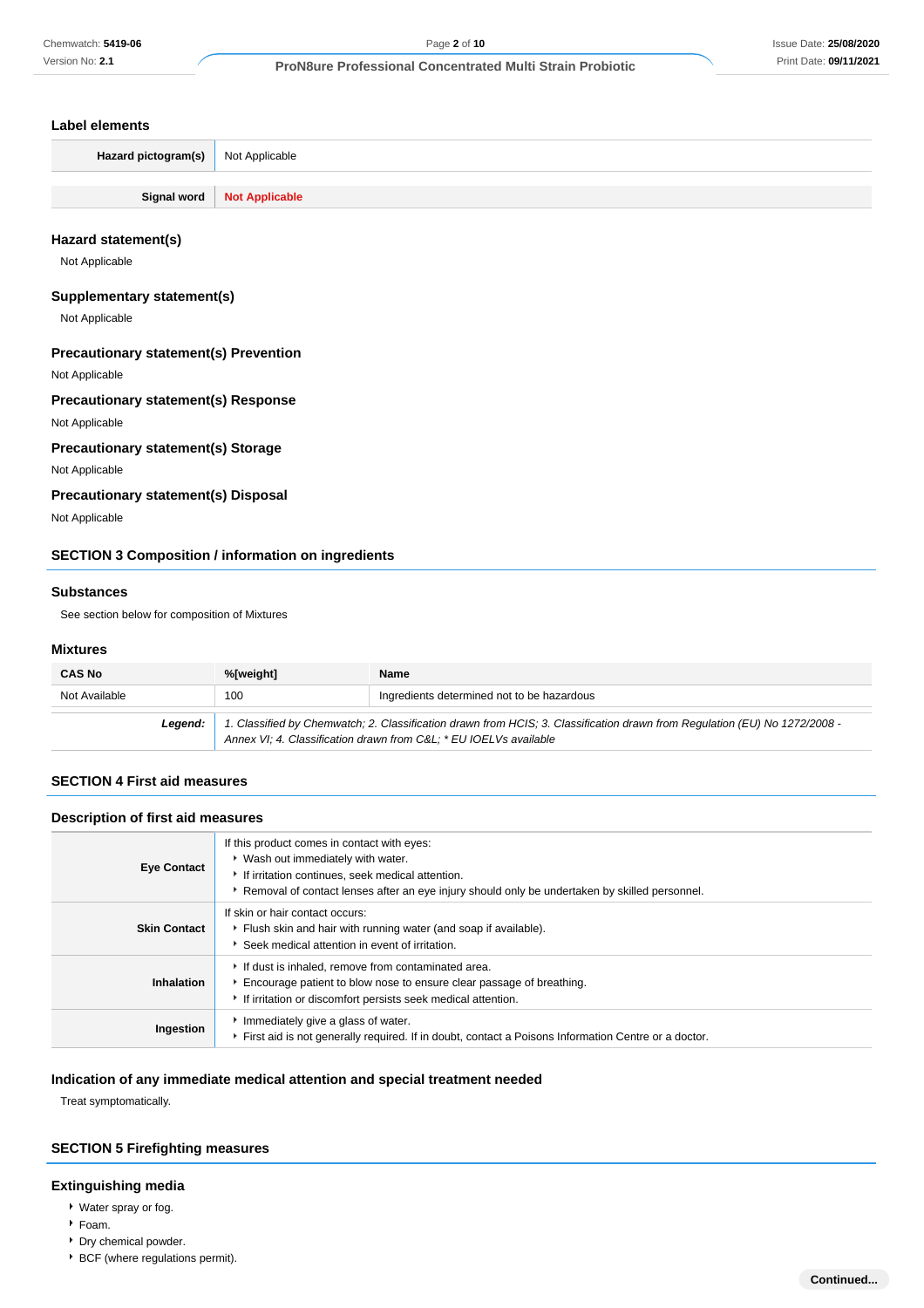## Label elements

| Hazard pictogram(s) | Not Applicable |
|---|---|

| Signal word | **Not Applicable** |
|---|---|

## Hazard statement(s)

Not Applicable

## Supplementary statement(s)

Not Applicable

## Precautionary statement(s) Prevention

Not Applicable

## Precautionary statement(s) Response

Not Applicable

## Precautionary statement(s) Storage

Not Applicable

## Precautionary statement(s) Disposal

Not Applicable

## SECTION 3 Composition / information on ingredients

### Substances

See section below for composition of Mixtures

### Mixtures

| CAS No | %[weight] | Name |
|---|---|---|
| Not Available | 100 | Ingredients determined not to be hazardous |
| ***Legend:*** | *1. Classified by Chemwatch; 2. Classification drawn from HCIS; 3. Classification drawn from Regulation (EU) No 1272/2008 - Annex VI; 4. Classification drawn from C&L; \* EU IOELVs available* | |

## SECTION 4 First aid measures

### Description of first aid measures

| | |
|---|---|
| **Eye Contact** | If this product comes in contact with eyes:<br>- Wash out immediately with water.<br>- If irritation continues, seek medical attention.<br>- Removal of contact lenses after an eye injury should only be undertaken by skilled personnel. |
| **Skin Contact** | If skin or hair contact occurs:<br>- Flush skin and hair with running water (and soap if available).<br>- Seek medical attention in event of irritation. |
| **Inhalation** | - If dust is inhaled, remove from contaminated area.<br>- Encourage patient to blow nose to ensure clear passage of breathing.<br>- If irritation or discomfort persists seek medical attention. |
| **Ingestion** | - Immediately give a glass of water.<br>- First aid is not generally required. If in doubt, contact a Poisons Information Centre or a doctor. |

### Indication of any immediate medical attention and special treatment needed

Treat symptomatically.

## SECTION 5 Firefighting measures

### Extinguishing media

- Water spray or fog.
- Foam.
- Dry chemical powder.
- BCF (where regulations permit).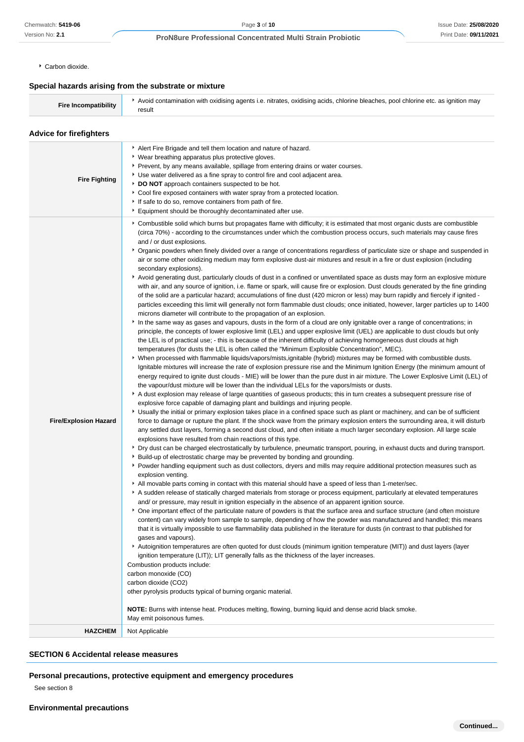- Carbon dioxide.

### Special hazards arising from the substrate or mixture

| | |
|---|---|
| **Fire Incompatibility** | - Avoid contamination with oxidising agents i.e. nitrates, oxidising acids, chlorine bleaches, pool chlorine etc. as ignition may result |

### Advice for firefighters

| | |
|---|---|
| **Fire Fighting** | - Alert Fire Brigade and tell them location and nature of hazard.<br>- Wear breathing apparatus plus protective gloves.<br>- Prevent, by any means available, spillage from entering drains or water courses.<br>- Use water delivered as a fine spray to control fire and cool adjacent area.<br>- **DO NOT** approach containers suspected to be hot.<br>- Cool fire exposed containers with water spray from a protected location.<br>- If safe to do so, remove containers from path of fire.<br>- Equipment should be thoroughly decontaminated after use. |
| **Fire/Explosion Hazard** | - Combustible solid which burns but propagates flame with difficulty; it is estimated that most organic dusts are combustible (circa 70%) - according to the circumstances under which the combustion process occurs, such materials may cause fires and / or dust explosions.<br>- Organic powders when finely divided over a range of concentrations regardless of particulate size or shape and suspended in air or some other oxidizing medium may form explosive dust-air mixtures and result in a fire or dust explosion (including secondary explosions).<br>- Avoid generating dust, particularly clouds of dust in a confined or unventilated space as dusts may form an explosive mixture with air, and any source of ignition, i.e. flame or spark, will cause fire or explosion. Dust clouds generated by the fine grinding of the solid are a particular hazard; accumulations of fine dust (420 micron or less) may burn rapidly and fiercely if ignited - particles exceeding this limit will generally not form flammable dust clouds; once initiated, however, larger particles up to 1400 microns diameter will contribute to the propagation of an explosion.<br>- In the same way as gases and vapours, dusts in the form of a cloud are only ignitable over a range of concentrations; in principle, the concepts of lower explosive limit (LEL) and upper explosive limit (UEL) are applicable to dust clouds but only the LEL is of practical use; - this is because of the inherent difficulty of achieving homogeneous dust clouds at high temperatures (for dusts the LEL is often called the "Minimum Explosible Concentration", MEC).<br>- When processed with flammable liquids/vapors/mists,ignitable (hybrid) mixtures may be formed with combustible dusts. Ignitable mixtures will increase the rate of explosion pressure rise and the Minimum Ignition Energy (the minimum amount of energy required to ignite dust clouds - MIE) will be lower than the pure dust in air mixture. The Lower Explosive Limit (LEL) of the vapour/dust mixture will be lower than the individual LELs for the vapors/mists or dusts.<br>- A dust explosion may release of large quantities of gaseous products; this in turn creates a subsequent pressure rise of explosive force capable of damaging plant and buildings and injuring people.<br>- Usually the initial or primary explosion takes place in a confined space such as plant or machinery, and can be of sufficient force to damage or rupture the plant. If the shock wave from the primary explosion enters the surrounding area, it will disturb any settled dust layers, forming a second dust cloud, and often initiate a much larger secondary explosion. All large scale explosions have resulted from chain reactions of this type.<br>- Dry dust can be charged electrostatically by turbulence, pneumatic transport, pouring, in exhaust ducts and during transport.<br>- Build-up of electrostatic charge may be prevented by bonding and grounding.<br>- Powder handling equipment such as dust collectors, dryers and mills may require additional protection measures such as explosion venting.<br>- All movable parts coming in contact with this material should have a speed of less than 1-meter/sec.<br>- A sudden release of statically charged materials from storage or process equipment, particularly at elevated temperatures and/ or pressure, may result in ignition especially in the absence of an apparent ignition source.<br>- One important effect of the particulate nature of powders is that the surface area and surface structure (and often moisture content) can vary widely from sample to sample, depending of how the powder was manufactured and handled; this means that it is virtually impossible to use flammability data published in the literature for dusts (in contrast to that published for gases and vapours).<br>- Autoignition temperatures are often quoted for dust clouds (minimum ignition temperature (MIT)) and dust layers (layer ignition temperature (LIT)); LIT generally falls as the thickness of the layer increases.<br>Combustion products include:<br>carbon monoxide (CO)<br>carbon dioxide ($CO_2$)<br>other pyrolysis products typical of burning organic material.<br><br>**NOTE:** Burns with intense heat. Produces melting, flowing, burning liquid and dense acrid black smoke.<br>May emit poisonous fumes. |
| **HAZCHEM** | Not Applicable |

## SECTION 6 Accidental release measures

### Personal precautions, protective equipment and emergency procedures

See section 8

### Environmental precautions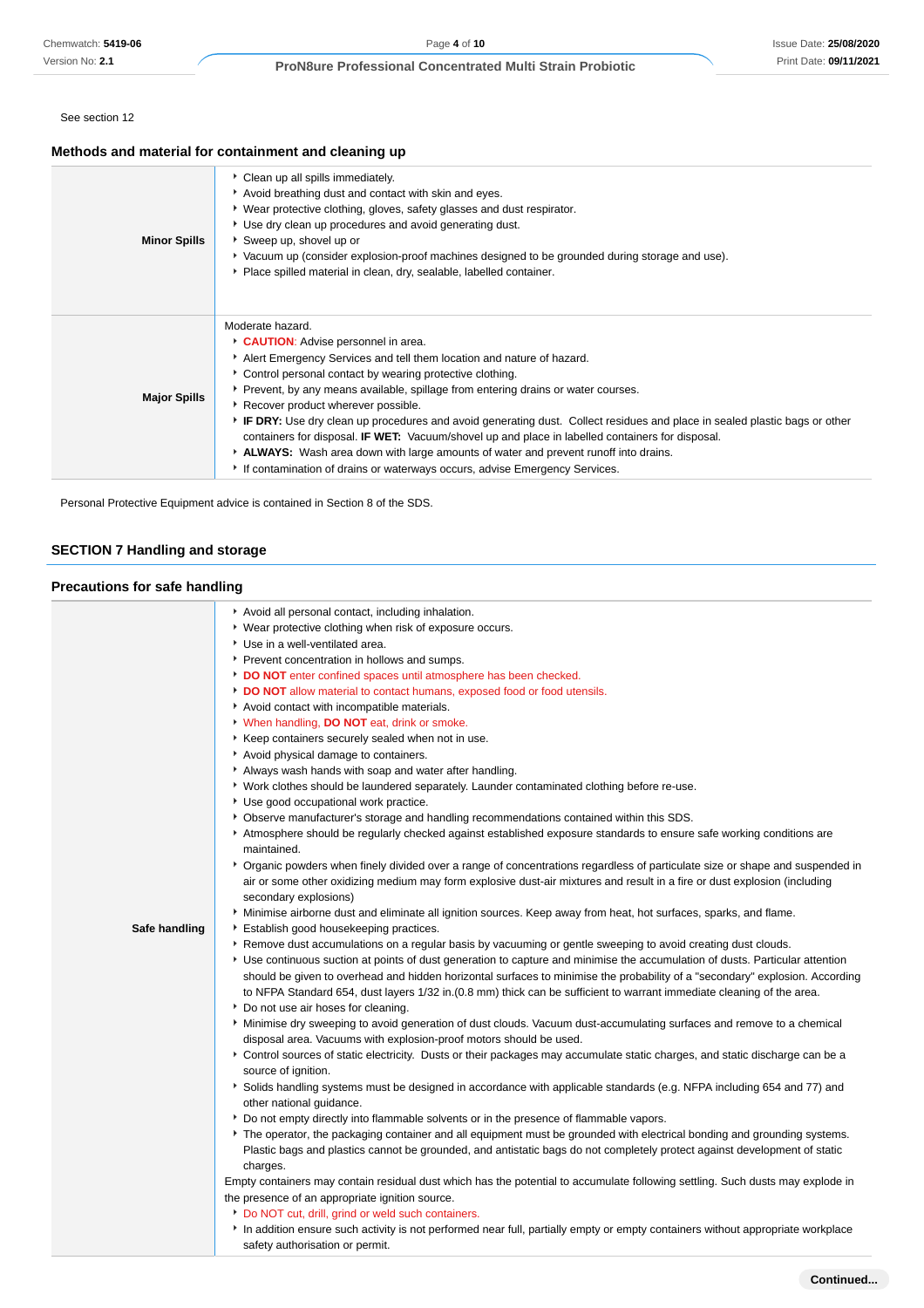See section 12

## Methods and material for containment and cleaning up

| | |
|---|---|
| **Minor Spills** | • Clean up all spills immediately.<br>• Avoid breathing dust and contact with skin and eyes.<br>• Wear protective clothing, gloves, safety glasses and dust respirator.<br>• Use dry clean up procedures and avoid generating dust.<br>• Sweep up, shovel up or<br>• Vacuum up (consider explosion-proof machines designed to be grounded during storage and use).<br>• Place spilled material in clean, dry, sealable, labelled container. |
| **Major Spills** | Moderate hazard.<br>• **CAUTION**: Advise personnel in area.<br>• Alert Emergency Services and tell them location and nature of hazard.<br>• Control personal contact by wearing protective clothing.<br>• Prevent, by any means available, spillage from entering drains or water courses.<br>• Recover product wherever possible.<br>• **IF DRY:** Use dry clean up procedures and avoid generating dust. Collect residues and place in sealed plastic bags or other containers for disposal. **IF WET:** Vacuum/shovel up and place in labelled containers for disposal.<br>• **ALWAYS:** Wash area down with large amounts of water and prevent runoff into drains.<br>• If contamination of drains or waterways occurs, advise Emergency Services. |

Personal Protective Equipment advice is contained in Section 8 of the SDS.

## SECTION 7 Handling and storage

## Precautions for safe handling

| | |
|---|---|
| **Safe handling** | • Avoid all personal contact, including inhalation.<br>• Wear protective clothing when risk of exposure occurs.<br>• Use in a well-ventilated area.<br>• Prevent concentration in hollows and sumps.<br>• **DO NOT** enter confined spaces until atmosphere has been checked.<br>• **DO NOT** allow material to contact humans, exposed food or food utensils.<br>• Avoid contact with incompatible materials.<br>• When handling, **DO NOT** eat, drink or smoke.<br>• Keep containers securely sealed when not in use.<br>• Avoid physical damage to containers.<br>• Always wash hands with soap and water after handling.<br>• Work clothes should be laundered separately. Launder contaminated clothing before re-use.<br>• Use good occupational work practice.<br>• Observe manufacturer's storage and handling recommendations contained within this SDS.<br>• Atmosphere should be regularly checked against established exposure standards to ensure safe working conditions are maintained.<br>• Organic powders when finely divided over a range of concentrations regardless of particulate size or shape and suspended in air or some other oxidizing medium may form explosive dust-air mixtures and result in a fire or dust explosion (including secondary explosions)<br>• Minimise airborne dust and eliminate all ignition sources. Keep away from heat, hot surfaces, sparks, and flame.<br>• Establish good housekeeping practices.<br>• Remove dust accumulations on a regular basis by vacuuming or gentle sweeping to avoid creating dust clouds.<br>• Use continuous suction at points of dust generation to capture and minimise the accumulation of dusts. Particular attention should be given to overhead and hidden horizontal surfaces to minimise the probability of a "secondary" explosion. According to NFPA Standard 654, dust layers 1/32 in.(0.8 mm) thick can be sufficient to warrant immediate cleaning of the area.<br>• Do not use air hoses for cleaning.<br>• Minimise dry sweeping to avoid generation of dust clouds. Vacuum dust-accumulating surfaces and remove to a chemical disposal area. Vacuums with explosion-proof motors should be used.<br>• Control sources of static electricity. Dusts or their packages may accumulate static charges, and static discharge can be a source of ignition.<br>• Solids handling systems must be designed in accordance with applicable standards (e.g. NFPA including 654 and 77) and other national guidance.<br>• Do not empty directly into flammable solvents or in the presence of flammable vapors.<br>• The operator, the packaging container and all equipment must be grounded with electrical bonding and grounding systems. Plastic bags and plastics cannot be grounded, and antistatic bags do not completely protect against development of static charges.<br>Empty containers may contain residual dust which has the potential to accumulate following settling. Such dusts may explode in the presence of an appropriate ignition source.<br>• Do NOT cut, drill, grind or weld such containers.<br>• In addition ensure such activity is not performed near full, partially empty or empty containers without appropriate workplace safety authorisation or permit. |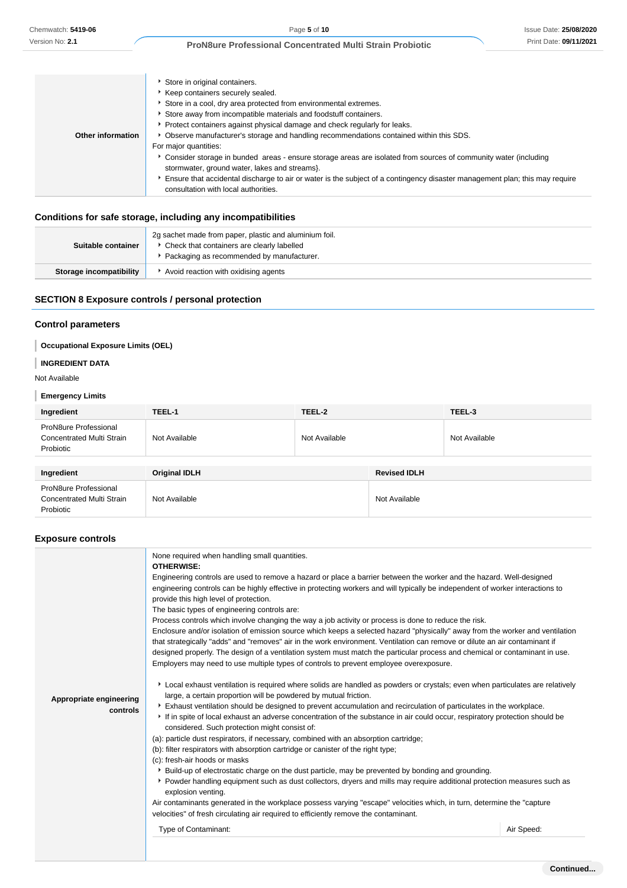| | |
|---|---|
| **Other information** | • Store in original containers.<br>• Keep containers securely sealed.<br>• Store in a cool, dry area protected from environmental extremes.<br>• Store away from incompatible materials and foodstuff containers.<br>• Protect containers against physical damage and check regularly for leaks.<br>• Observe manufacturer's storage and handling recommendations contained within this SDS.<br>For major quantities:<br>• Consider storage in bunded areas - ensure storage areas are isolated from sources of community water (including stormwater, ground water, lakes and streams}.<br>• Ensure that accidental discharge to air or water is the subject of a contingency disaster management plan; this may require consultation with local authorities. |

## Conditions for safe storage, including any incompatibilities

| | |
|---|---|
| **Suitable container** | 2g sachet made from paper, plastic and aluminium foil.<br>• Check that containers are clearly labelled<br>• Packaging as recommended by manufacturer. |
| **Storage incompatibility** | • Avoid reaction with oxidising agents |

## SECTION 8 Exposure controls / personal protection

### Control parameters

**Occupational Exposure Limits (OEL)**

**INGREDIENT DATA**

Not Available

**Emergency Limits**

| Ingredient | TEEL-1 | TEEL-2 | TEEL-3 |
|---|---|---|---|
| ProN8ure Professional Concentrated Multi Strain Probiotic | Not Available | Not Available | Not Available |

| Ingredient | Original IDLH | Revised IDLH |
|---|---|---|
| ProN8ure Professional Concentrated Multi Strain Probiotic | Not Available | Not Available |

### Exposure controls

| | |
|---|---|
| **Appropriate engineering controls** | None required when handling small quantities.<br>**OTHERWISE:**<br>Engineering controls are used to remove a hazard or place a barrier between the worker and the hazard. Well-designed engineering controls can be highly effective in protecting workers and will typically be independent of worker interactions to provide this high level of protection.<br>The basic types of engineering controls are:<br>Process controls which involve changing the way a job activity or process is done to reduce the risk.<br>Enclosure and/or isolation of emission source which keeps a selected hazard "physically" away from the worker and ventilation that strategically "adds" and "removes" air in the work environment. Ventilation can remove or dilute an air contaminant if designed properly. The design of a ventilation system must match the particular process and chemical or contaminant in use.<br>Employers may need to use multiple types of controls to prevent employee overexposure.<br><br>• Local exhaust ventilation is required where solids are handled as powders or crystals; even when particulates are relatively large, a certain proportion will be powdered by mutual friction.<br>• Exhaust ventilation should be designed to prevent accumulation and recirculation of particulates in the workplace.<br>• If in spite of local exhaust an adverse concentration of the substance in air could occur, respiratory protection should be considered. Such protection might consist of:<br>(a): particle dust respirators, if necessary, combined with an absorption cartridge;<br>(b): filter respirators with absorption cartridge or canister of the right type;<br>(c): fresh-air hoods or masks<br>• Build-up of electrostatic charge on the dust particle, may be prevented by bonding and grounding.<br>• Powder handling equipment such as dust collectors, dryers and mills may require additional protection measures such as explosion venting.<br>Air contaminants generated in the workplace possess varying "escape" velocities which, in turn, determine the "capture velocities" of fresh circulating air required to efficiently remove the contaminant.<br><br>Type of Contaminant: / Air Speed: |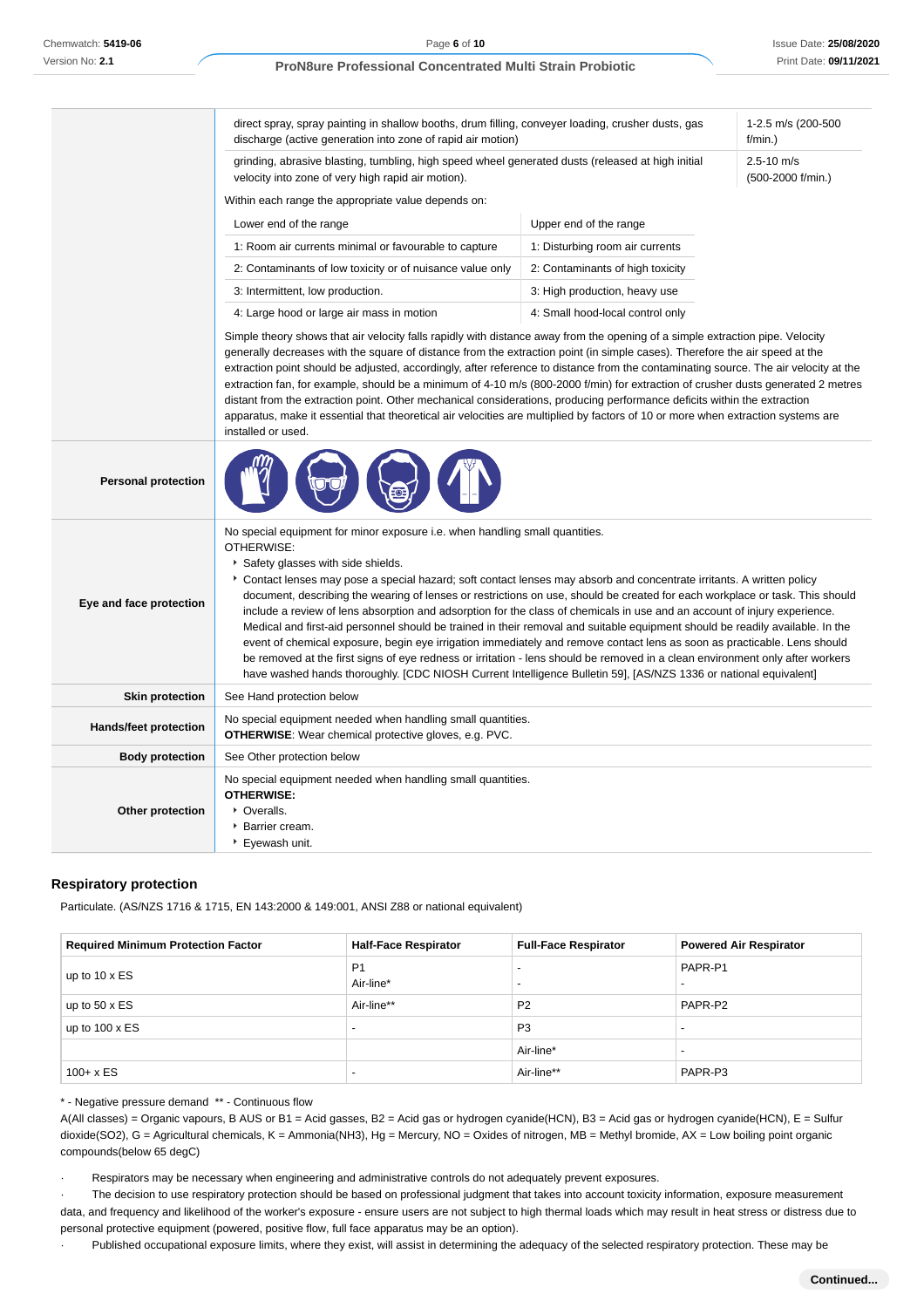| | | |
|---|---|---|
| | direct spray, spray painting in shallow booths, drum filling, conveyer loading, crusher dusts, gas discharge (active generation into zone of rapid air motion) | 1-2.5 m/s (200-500 f/min.) |
| | grinding, abrasive blasting, tumbling, high speed wheel generated dusts (released at high initial velocity into zone of very high rapid air motion). | 2.5-10 m/s (500-2000 f/min.) |

Within each range the appropriate value depends on:

| Lower end of the range | Upper end of the range |
|---|---|
| 1: Room air currents minimal or favourable to capture | 1: Disturbing room air currents |
| 2: Contaminants of low toxicity or of nuisance value only | 2: Contaminants of high toxicity |
| 3: Intermittent, low production. | 3: High production, heavy use |
| 4: Large hood or large air mass in motion | 4: Small hood-local control only |

Simple theory shows that air velocity falls rapidly with distance away from the opening of a simple extraction pipe. Velocity generally decreases with the square of distance from the extraction point (in simple cases). Therefore the air speed at the extraction point should be adjusted, accordingly, after reference to distance from the contaminating source. The air velocity at the extraction fan, for example, should be a minimum of 4-10 m/s (800-2000 f/min) for extraction of crusher dusts generated 2 metres distant from the extraction point. Other mechanical considerations, producing performance deficits within the extraction apparatus, make it essential that theoretical air velocities are multiplied by factors of 10 or more when extraction systems are installed or used.

| | |
|---|---|
| **Personal protection** | |
| **Eye and face protection** | No special equipment for minor exposure i.e. when handling small quantities.<br>OTHERWISE:<br>‣ Safety glasses with side shields.<br>‣ Contact lenses may pose a special hazard; soft contact lenses may absorb and concentrate irritants. A written policy document, describing the wearing of lenses or restrictions on use, should be created for each workplace or task. This should include a review of lens absorption and adsorption for the class of chemicals in use and an account of injury experience. Medical and first-aid personnel should be trained in their removal and suitable equipment should be readily available. In the event of chemical exposure, begin eye irrigation immediately and remove contact lens as soon as practicable. Lens should be removed at the first signs of eye redness or irritation - lens should be removed in a clean environment only after workers have washed hands thoroughly. [CDC NIOSH Current Intelligence Bulletin 59], [AS/NZS 1336 or national equivalent] |
| **Skin protection** | See Hand protection below |
| **Hands/feet protection** | No special equipment needed when handling small quantities.<br>**OTHERWISE**: Wear chemical protective gloves, e.g. PVC. |
| **Body protection** | See Other protection below |
| **Other protection** | No special equipment needed when handling small quantities.<br>**OTHERWISE:**<br>‣ Overalls.<br>‣ Barrier cream.<br>‣ Eyewash unit. |

## Respiratory protection

Particulate. (AS/NZS 1716 & 1715, EN 143:2000 & 149:001, ANSI Z88 or national equivalent)

| Required Minimum Protection Factor | Half-Face Respirator | Full-Face Respirator | Powered Air Respirator |
|---|---|---|---|
| up to 10 x ES | P1<br>Air-line* | -<br>- | PAPR-P1<br>- |
| up to 50 x ES | Air-line** | P2 | PAPR-P2 |
| up to 100 x ES | - | P3 | - |
| | | Air-line* | - |
| 100+ x ES | - | Air-line** | PAPR-P3 |

\* - Negative pressure demand ** - Continuous flow

A(All classes) = Organic vapours, B AUS or B1 = Acid gasses, B2 = Acid gas or hydrogen cyanide(HCN), B3 = Acid gas or hydrogen cyanide(HCN), E = Sulfur dioxide(SO2), G = Agricultural chemicals, K = Ammonia(NH3), Hg = Mercury, NO = Oxides of nitrogen, MB = Methyl bromide, AX = Low boiling point organic compounds(below 65 degC)

· Respirators may be necessary when engineering and administrative controls do not adequately prevent exposures.

· The decision to use respiratory protection should be based on professional judgment that takes into account toxicity information, exposure measurement data, and frequency and likelihood of the worker's exposure - ensure users are not subject to high thermal loads which may result in heat stress or distress due to personal protective equipment (powered, positive flow, full face apparatus may be an option).

· Published occupational exposure limits, where they exist, will assist in determining the adequacy of the selected respiratory protection. These may be

**Continued...**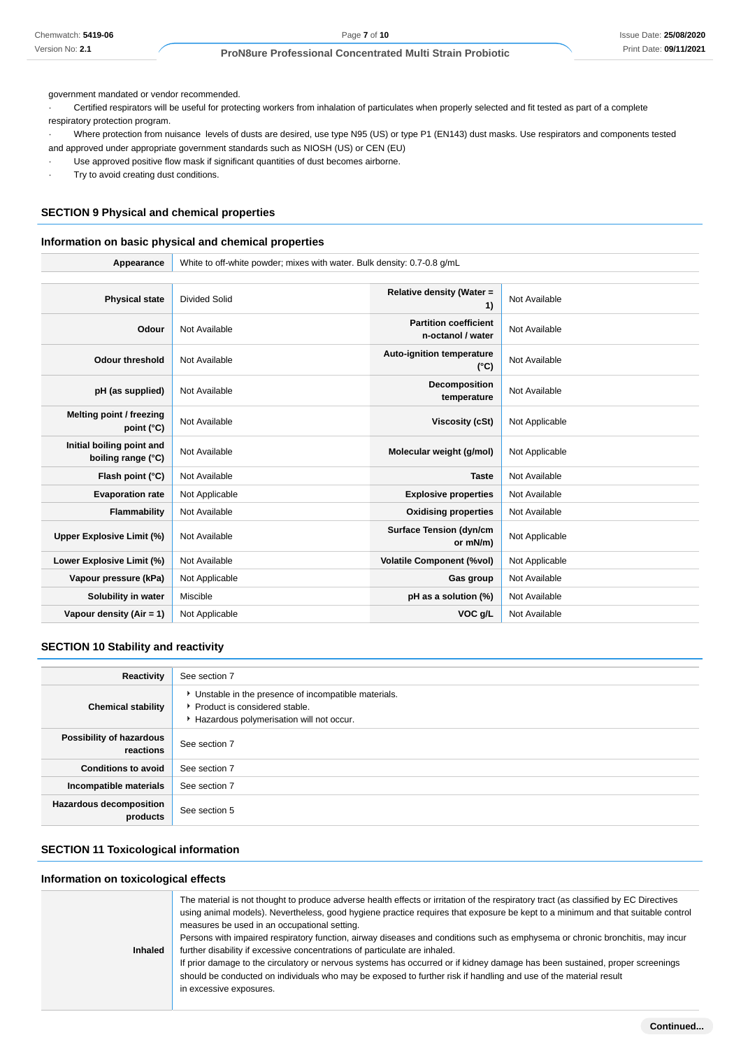government mandated or vendor recommended.

- Certified respirators will be useful for protecting workers from inhalation of particulates when properly selected and fit tested as part of a complete respiratory protection program.
- Where protection from nuisance levels of dusts are desired, use type N95 (US) or type P1 (EN143) dust masks. Use respirators and components tested and approved under appropriate government standards such as NIOSH (US) or CEN (EU)
- Use approved positive flow mask if significant quantities of dust becomes airborne.
- Try to avoid creating dust conditions.

## SECTION 9 Physical and chemical properties

### Information on basic physical and chemical properties

| | |
|---|---|
| **Appearance** | White to off-white powder; mixes with water. Bulk density: 0.7-0.8 g/mL |

| | | | |
|---|---|---|---|
| **Physical state** | Divided Solid | **Relative density (Water = 1)** | Not Available |
| **Odour** | Not Available | **Partition coefficient n-octanol / water** | Not Available |
| **Odour threshold** | Not Available | **Auto-ignition temperature (°C)** | Not Available |
| **pH (as supplied)** | Not Available | **Decomposition temperature** | Not Available |
| **Melting point / freezing point (°C)** | Not Available | **Viscosity (cSt)** | Not Applicable |
| **Initial boiling point and boiling range (°C)** | Not Available | **Molecular weight (g/mol)** | Not Applicable |
| **Flash point (°C)** | Not Available | **Taste** | Not Available |
| **Evaporation rate** | Not Applicable | **Explosive properties** | Not Available |
| **Flammability** | Not Available | **Oxidising properties** | Not Available |
| **Upper Explosive Limit (%)** | Not Available | **Surface Tension (dyn/cm or mN/m)** | Not Applicable |
| **Lower Explosive Limit (%)** | Not Available | **Volatile Component (%vol)** | Not Applicable |
| **Vapour pressure (kPa)** | Not Applicable | **Gas group** | Not Available |
| **Solubility in water** | Miscible | **pH as a solution (%)** | Not Available |
| **Vapour density (Air = 1)** | Not Applicable | **VOC g/L** | Not Available |

## SECTION 10 Stability and reactivity

| | |
|---|---|
| **Reactivity** | See section 7 |
| **Chemical stability** | ▸ Unstable in the presence of incompatible materials.<br>▸ Product is considered stable.<br>▸ Hazardous polymerisation will not occur. |
| **Possibility of hazardous reactions** | See section 7 |
| **Conditions to avoid** | See section 7 |
| **Incompatible materials** | See section 7 |
| **Hazardous decomposition products** | See section 5 |

## SECTION 11 Toxicological information

### Information on toxicological effects

| | |
|---|---|
| **Inhaled** | The material is not thought to produce adverse health effects or irritation of the respiratory tract (as classified by EC Directives using animal models). Nevertheless, good hygiene practice requires that exposure be kept to a minimum and that suitable control measures be used in an occupational setting.<br>Persons with impaired respiratory function, airway diseases and conditions such as emphysema or chronic bronchitis, may incur further disability if excessive concentrations of particulate are inhaled.<br>If prior damage to the circulatory or nervous systems has occurred or if kidney damage has been sustained, proper screenings should be conducted on individuals who may be exposed to further risk if handling and use of the material result in excessive exposures. |

Continued...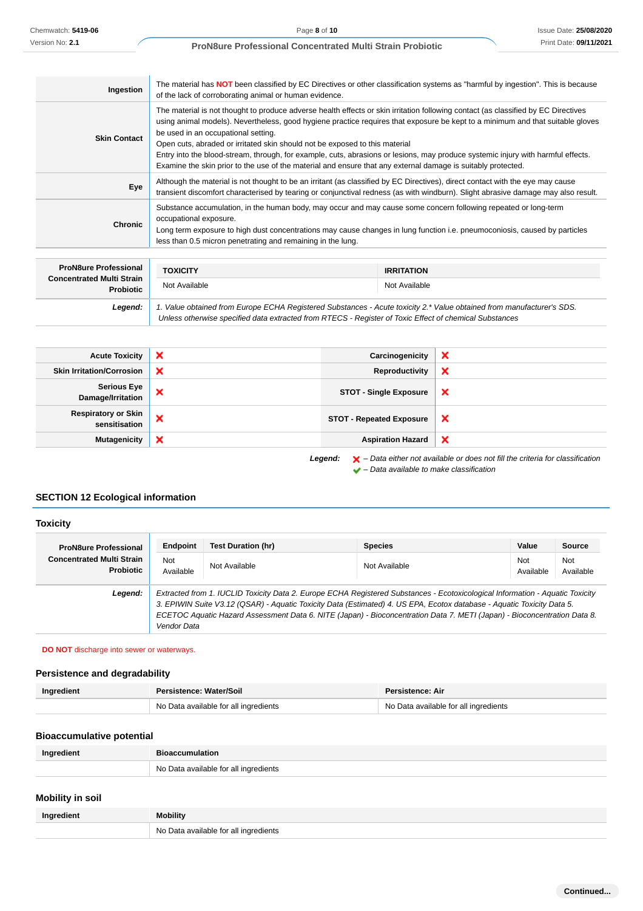| | |
|---|---|
| **Ingestion** | The material has **NOT** been classified by EC Directives or other classification systems as "harmful by ingestion". This is because of the lack of corroborating animal or human evidence. |
| **Skin Contact** | The material is not thought to produce adverse health effects or skin irritation following contact (as classified by EC Directives using animal models). Nevertheless, good hygiene practice requires that exposure be kept to a minimum and that suitable gloves be used in an occupational setting.<br>Open cuts, abraded or irritated skin should not be exposed to this material<br>Entry into the blood-stream, through, for example, cuts, abrasions or lesions, may produce systemic injury with harmful effects. Examine the skin prior to the use of the material and ensure that any external damage is suitably protected. |
| **Eye** | Although the material is not thought to be an irritant (as classified by EC Directives), direct contact with the eye may cause transient discomfort characterised by tearing or conjunctival redness (as with windburn). Slight abrasive damage may also result. |
| **Chronic** | Substance accumulation, in the human body, may occur and may cause some concern following repeated or long-term occupational exposure.<br>Long term exposure to high dust concentrations may cause changes in lung function i.e. pneumoconiosis, caused by particles less than 0.5 micron penetrating and remaining in the lung. |

| | TOXICITY | IRRITATION |
|---|---|---|
| **ProN8ure Professional Concentrated Multi Strain Probiotic** | Not Available | Not Available |
| ***Legend:*** | *1. Value obtained from Europe ECHA Registered Substances - Acute toxicity 2.\* Value obtained from manufacturer's SDS. Unless otherwise specified data extracted from RTECS - Register of Toxic Effect of chemical Substances* | |

| | | | |
|---|---|---|---|
| **Acute Toxicity** | ❌ | **Carcinogenicity** | ❌ |
| **Skin Irritation/Corrosion** | ❌ | **Reproductivity** | ❌ |
| **Serious Eye Damage/Irritation** | ❌ | **STOT - Single Exposure** | ❌ |
| **Respiratory or Skin sensitisation** | ❌ | **STOT - Repeated Exposure** | ❌ |
| **Mutagenicity** | ❌ | **Aspiration Hazard** | ❌ |

***Legend:*** ❌ *– Data either not available or does not fill the criteria for classification*
✔ *– Data available to make classification*

## SECTION 12 Ecological information

### Toxicity

| | Endpoint | Test Duration (hr) | Species | Value | Source |
|---|---|---|---|---|---|
| **ProN8ure Professional Concentrated Multi Strain Probiotic** | Not Available | Not Available | Not Available | Not Available | Not Available |
| ***Legend:*** | *Extracted from 1. IUCLID Toxicity Data 2. Europe ECHA Registered Substances - Ecotoxicological Information - Aquatic Toxicity 3. EPIWIN Suite V3.12 (QSAR) - Aquatic Toxicity Data (Estimated) 4. US EPA, Ecotox database - Aquatic Toxicity Data 5. ECETOC Aquatic Hazard Assessment Data 6. NITE (Japan) - Bioconcentration Data 7. METI (Japan) - Bioconcentration Data 8. Vendor Data* | | | | |

**DO NOT** discharge into sewer or waterways.

### Persistence and degradability

| Ingredient | Persistence: Water/Soil | Persistence: Air |
|---|---|---|
| | No Data available for all ingredients | No Data available for all ingredients |

### Bioaccumulative potential

| Ingredient | Bioaccumulation |
|---|---|
| | No Data available for all ingredients |

### Mobility in soil

| Ingredient | Mobility |
|---|---|
| | No Data available for all ingredients |

Continued...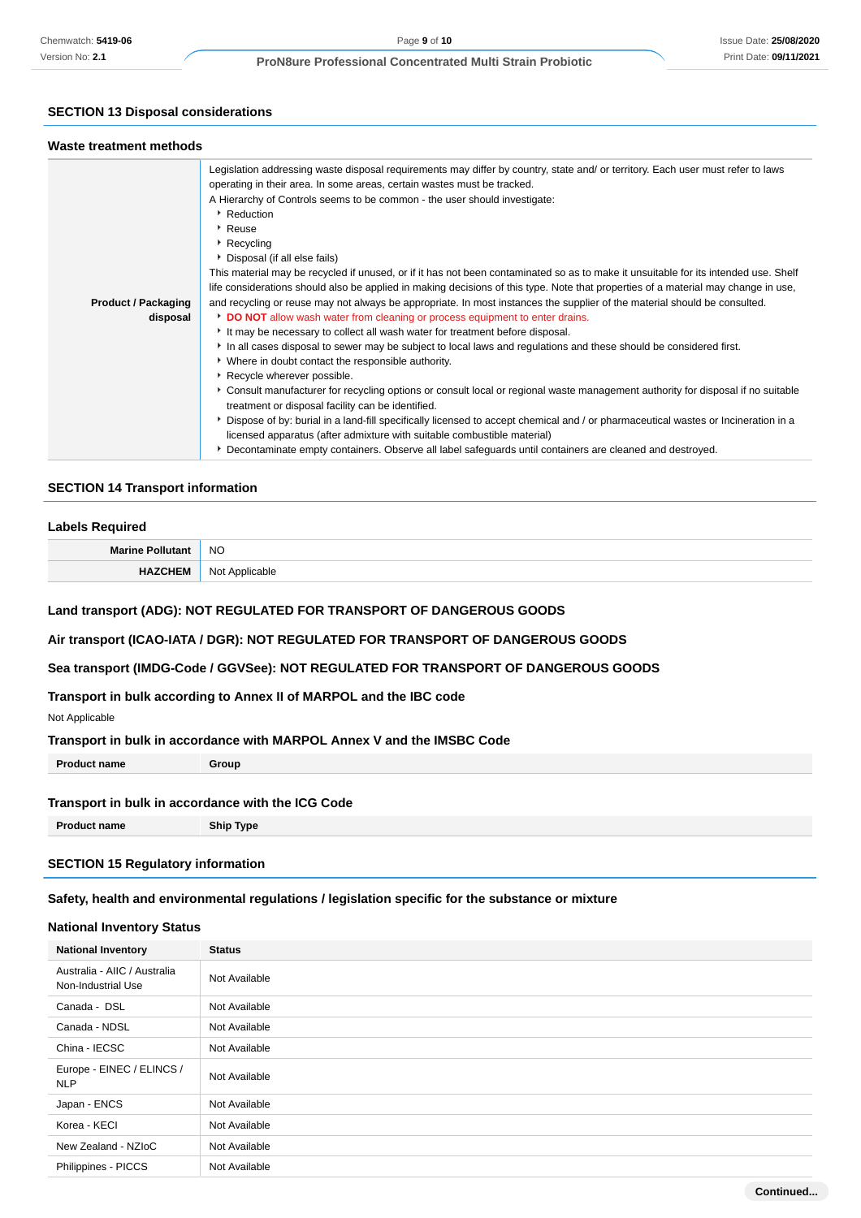## SECTION 13 Disposal considerations

### Waste treatment methods

| | |
|---|---|
| **Product / Packaging disposal** | Legislation addressing waste disposal requirements may differ by country, state and/ or territory. Each user must refer to laws operating in their area. In some areas, certain wastes must be tracked.<br>A Hierarchy of Controls seems to be common - the user should investigate:<br>▸ Reduction<br>▸ Reuse<br>▸ Recycling<br>▸ Disposal (if all else fails)<br>This material may be recycled if unused, or if it has not been contaminated so as to make it unsuitable for its intended use. Shelf life considerations should also be applied in making decisions of this type. Note that properties of a material may change in use, and recycling or reuse may not always be appropriate. In most instances the supplier of the material should be consulted.<br>▸ **DO NOT** allow wash water from cleaning or process equipment to enter drains.<br>▸ It may be necessary to collect all wash water for treatment before disposal.<br>▸ In all cases disposal to sewer may be subject to local laws and regulations and these should be considered first.<br>▸ Where in doubt contact the responsible authority.<br>▸ Recycle wherever possible.<br>▸ Consult manufacturer for recycling options or consult local or regional waste management authority for disposal if no suitable treatment or disposal facility can be identified.<br>▸ Dispose of by: burial in a land-fill specifically licensed to accept chemical and / or pharmaceutical wastes or Incineration in a licensed apparatus (after admixture with suitable combustible material)<br>▸ Decontaminate empty containers. Observe all label safeguards until containers are cleaned and destroyed. |

## SECTION 14 Transport information

### Labels Required

| | |
|---|---|
| **Marine Pollutant** | NO |
| **HAZCHEM** | Not Applicable |

### Land transport (ADG): NOT REGULATED FOR TRANSPORT OF DANGEROUS GOODS

### Air transport (ICAO-IATA / DGR): NOT REGULATED FOR TRANSPORT OF DANGEROUS GOODS

### Sea transport (IMDG-Code / GGVSee): NOT REGULATED FOR TRANSPORT OF DANGEROUS GOODS

### Transport in bulk according to Annex II of MARPOL and the IBC code

Not Applicable

### Transport in bulk in accordance with MARPOL Annex V and the IMSBC Code

| Product name | Group |
|---|---|

### Transport in bulk in accordance with the ICG Code

| Product name | Ship Type |
|---|---|

## SECTION 15 Regulatory information

### Safety, health and environmental regulations / legislation specific for the substance or mixture

### National Inventory Status

| National Inventory | Status |
|---|---|
| Australia - AIIC / Australia Non-Industrial Use | Not Available |
| Canada - DSL | Not Available |
| Canada - NDSL | Not Available |
| China - IECSC | Not Available |
| Europe - EINEC / ELINCS / NLP | Not Available |
| Japan - ENCS | Not Available |
| Korea - KECI | Not Available |
| New Zealand - NZIoC | Not Available |
| Philippines - PICCS | Not Available |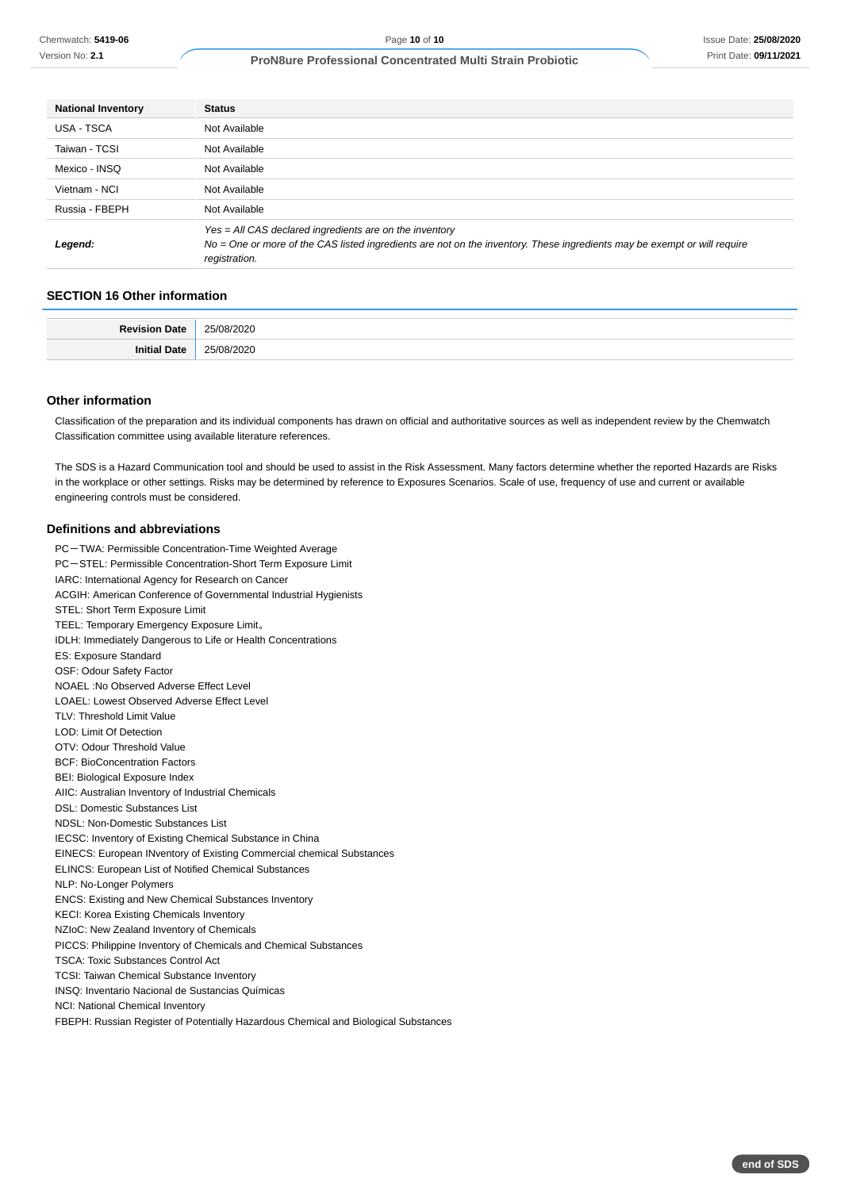| National Inventory | Status |
|---|---|
| USA - TSCA | Not Available |
| Taiwan - TCSI | Not Available |
| Mexico - INSQ | Not Available |
| Vietnam - NCI | Not Available |
| Russia - FBEPH | Not Available |
| ***Legend:*** | *Yes = All CAS declared ingredients are on the inventory*<br>*No = One or more of the CAS listed ingredients are not on the inventory. These ingredients may be exempt or will require registration.* |

## SECTION 16 Other information

| | |
|---|---|
| **Revision Date** | 25/08/2020 |
| **Initial Date** | 25/08/2020 |

### Other information

Classification of the preparation and its individual components has drawn on official and authoritative sources as well as independent review by the Chemwatch Classification committee using available literature references.

The SDS is a Hazard Communication tool and should be used to assist in the Risk Assessment. Many factors determine whether the reported Hazards are Risks in the workplace or other settings. Risks may be determined by reference to Exposures Scenarios. Scale of use, frequency of use and current or available engineering controls must be considered.

### Definitions and abbreviations

PC－TWA: Permissible Concentration-Time Weighted Average
PC－STEL: Permissible Concentration-Short Term Exposure Limit
IARC: International Agency for Research on Cancer
ACGIH: American Conference of Governmental Industrial Hygienists
STEL: Short Term Exposure Limit
TEEL: Temporary Emergency Exposure Limit。
IDLH: Immediately Dangerous to Life or Health Concentrations
ES: Exposure Standard
OSF: Odour Safety Factor
NOAEL :No Observed Adverse Effect Level
LOAEL: Lowest Observed Adverse Effect Level
TLV: Threshold Limit Value
LOD: Limit Of Detection
OTV: Odour Threshold Value
BCF: BioConcentration Factors
BEI: Biological Exposure Index
AIIC: Australian Inventory of Industrial Chemicals
DSL: Domestic Substances List
NDSL: Non-Domestic Substances List
IECSC: Inventory of Existing Chemical Substance in China
EINECS: European INventory of Existing Commercial chemical Substances
ELINCS: European List of Notified Chemical Substances
NLP: No-Longer Polymers
ENCS: Existing and New Chemical Substances Inventory
KECI: Korea Existing Chemicals Inventory
NZIoC: New Zealand Inventory of Chemicals
PICCS: Philippine Inventory of Chemicals and Chemical Substances
TSCA: Toxic Substances Control Act
TCSI: Taiwan Chemical Substance Inventory
INSQ: Inventario Nacional de Sustancias Químicas
NCI: National Chemical Inventory
FBEPH: Russian Register of Potentially Hazardous Chemical and Biological Substances

end of SDS